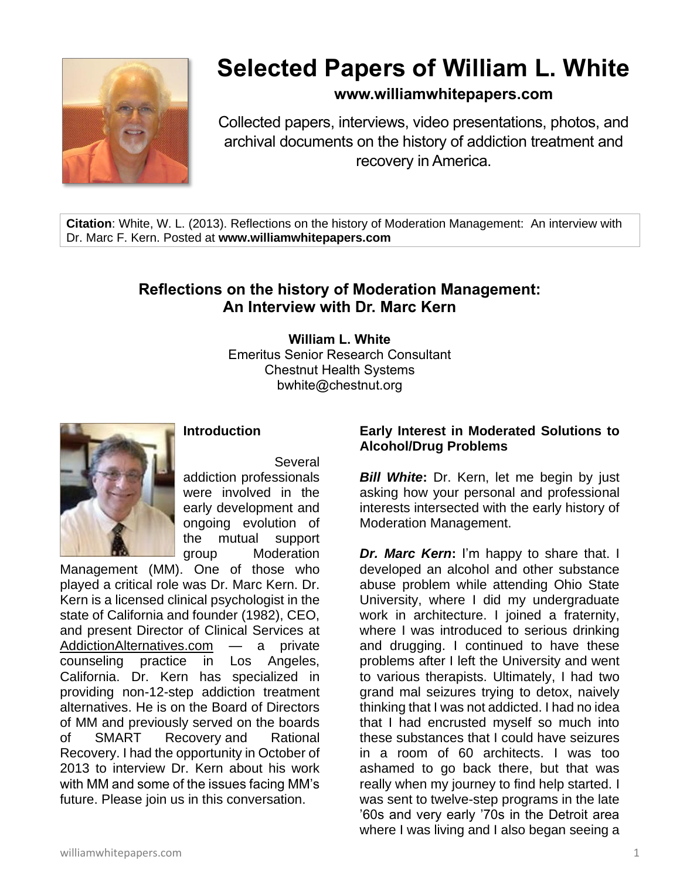# Selected Papers of William L. White

**www.williamwhitepapers.com**

Collected papers, interviews, video presentations, photos, and archival documents on the history of addiction treatment and recovery in America.

**Citation**: White, W. L. (2013). Reflections on the history of Moderation Management: An interview with Dr. Marc F. Kern. Posted at **www.williamwhitepapers.com**

## Reflections on the history of Moderation Management: An Interview with Dr. Marc Kern

**William L. White**
Emeritus Senior Research Consultant
Chestnut Health Systems
bwhite@chestnut.org

### Introduction

Several addiction professionals were involved in the early development and ongoing evolution of the mutual support group Moderation Management (MM). One of those who played a critical role was Dr. Marc Kern. Dr. Kern is a licensed clinical psychologist in the state of California and founder (1982), CEO, and present Director of Clinical Services at AddictionAlternatives.com — a private counseling practice in Los Angeles, California. Dr. Kern has specialized in providing non-12-step addiction treatment alternatives. He is on the Board of Directors of MM and previously served on the boards of SMART Recovery and Rational Recovery. I had the opportunity in October of 2013 to interview Dr. Kern about his work with MM and some of the issues facing MM's future. Please join us in this conversation.

### Early Interest in Moderated Solutions to Alcohol/Drug Problems

***Bill White*:** Dr. Kern, let me begin by just asking how your personal and professional interests intersected with the early history of Moderation Management.

***Dr. Marc Kern*:** I'm happy to share that. I developed an alcohol and other substance abuse problem while attending Ohio State University, where I did my undergraduate work in architecture. I joined a fraternity, where I was introduced to serious drinking and drugging. I continued to have these problems after I left the University and went to various therapists. Ultimately, I had two grand mal seizures trying to detox, naively thinking that I was not addicted. I had no idea that I had encrusted myself so much into these substances that I could have seizures in a room of 60 architects. I was too ashamed to go back there, but that was really when my journey to find help started. I was sent to twelve-step programs in the late '60s and very early '70s in the Detroit area where I was living and I also began seeing a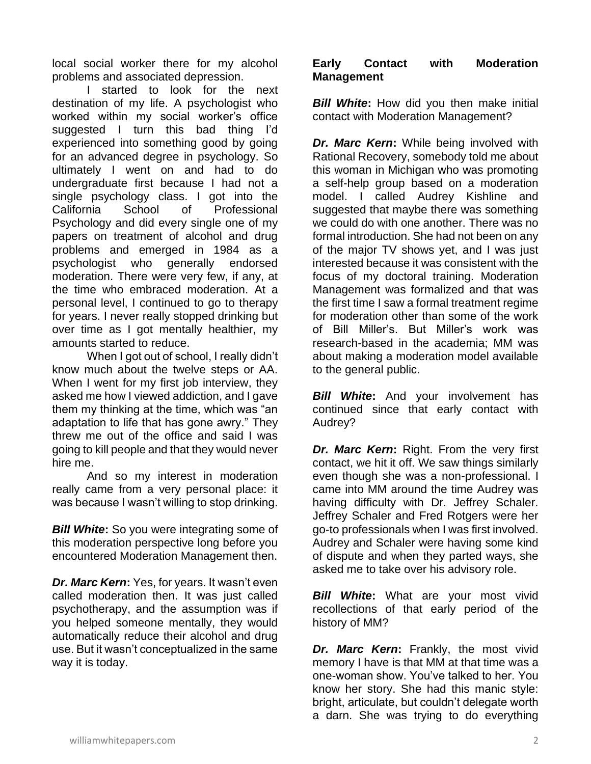local social worker there for my alcohol problems and associated depression.

I started to look for the next destination of my life. A psychologist who worked within my social worker's office suggested I turn this bad thing I'd experienced into something good by going for an advanced degree in psychology. So ultimately I went on and had to do undergraduate first because I had not a single psychology class. I got into the California School of Professional Psychology and did every single one of my papers on treatment of alcohol and drug problems and emerged in 1984 as a psychologist who generally endorsed moderation. There were very few, if any, at the time who embraced moderation. At a personal level, I continued to go to therapy for years. I never really stopped drinking but over time as I got mentally healthier, my amounts started to reduce.

When I got out of school, I really didn't know much about the twelve steps or AA. When I went for my first job interview, they asked me how I viewed addiction, and I gave them my thinking at the time, which was "an adaptation to life that has gone awry." They threw me out of the office and said I was going to kill people and that they would never hire me.

And so my interest in moderation really came from a very personal place: it was because I wasn't willing to stop drinking.

***Bill White*:** So you were integrating some of this moderation perspective long before you encountered Moderation Management then.

***Dr. Marc Kern*:** Yes, for years. It wasn't even called moderation then. It was just called psychotherapy, and the assumption was if you helped someone mentally, they would automatically reduce their alcohol and drug use. But it wasn't conceptualized in the same way it is today.

**Early Contact with Moderation Management**

***Bill White*:** How did you then make initial contact with Moderation Management?

***Dr. Marc Kern*:** While being involved with Rational Recovery, somebody told me about this woman in Michigan who was promoting a self-help group based on a moderation model. I called Audrey Kishline and suggested that maybe there was something we could do with one another. There was no formal introduction. She had not been on any of the major TV shows yet, and I was just interested because it was consistent with the focus of my doctoral training. Moderation Management was formalized and that was the first time I saw a formal treatment regime for moderation other than some of the work of Bill Miller's. But Miller's work was research-based in the academia; MM was about making a moderation model available to the general public.

***Bill White*:** And your involvement has continued since that early contact with Audrey?

***Dr. Marc Kern*:** Right. From the very first contact, we hit it off. We saw things similarly even though she was a non-professional. I came into MM around the time Audrey was having difficulty with Dr. Jeffrey Schaler. Jeffrey Schaler and Fred Rotgers were her go-to professionals when I was first involved. Audrey and Schaler were having some kind of dispute and when they parted ways, she asked me to take over his advisory role.

***Bill White*:** What are your most vivid recollections of that early period of the history of MM?

***Dr. Marc Kern*:** Frankly, the most vivid memory I have is that MM at that time was a one-woman show. You've talked to her. You know her story. She had this manic style: bright, articulate, but couldn't delegate worth a darn. She was trying to do everything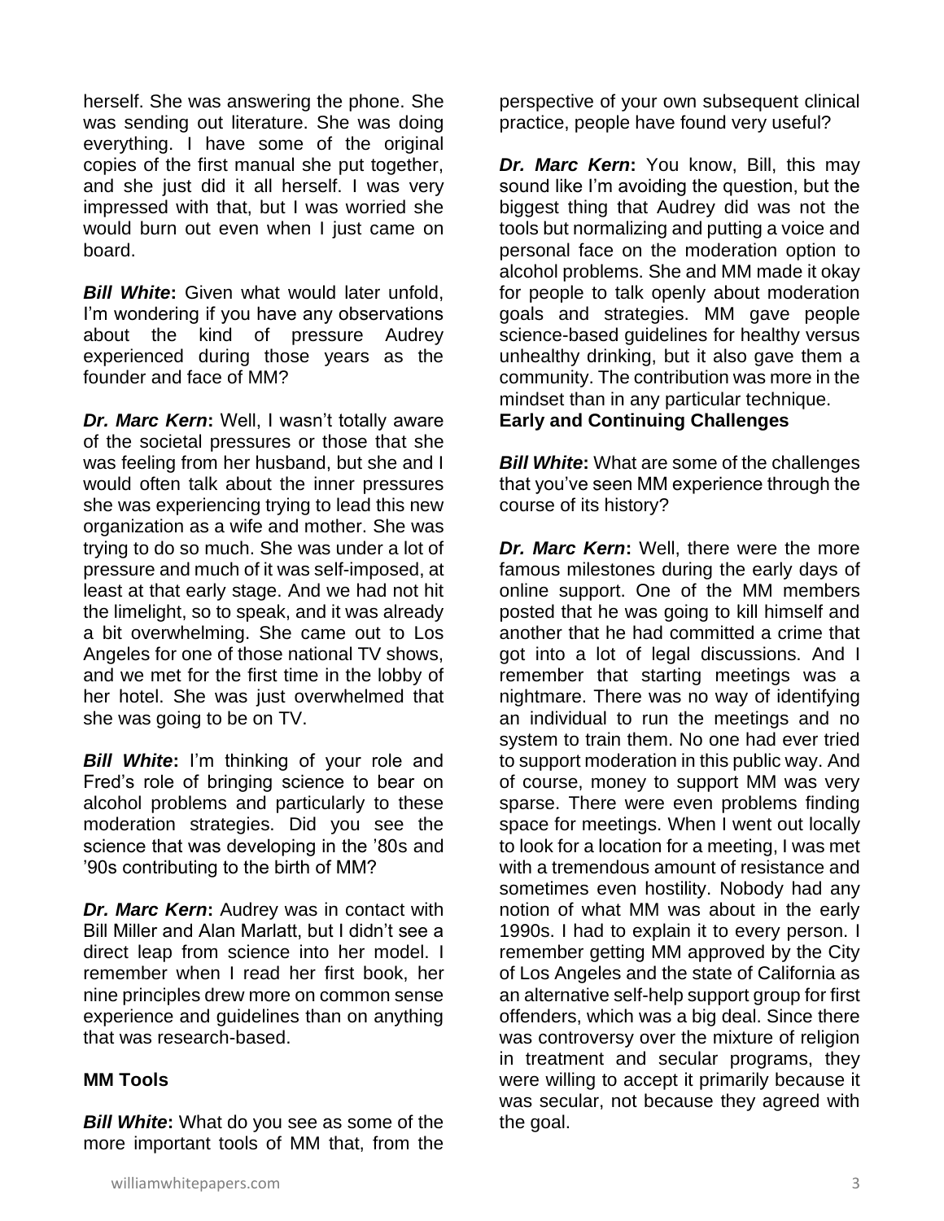herself. She was answering the phone. She was sending out literature. She was doing everything. I have some of the original copies of the first manual she put together, and she just did it all herself. I was very impressed with that, but I was worried she would burn out even when I just came on board.

***Bill White*:** Given what would later unfold, I'm wondering if you have any observations about the kind of pressure Audrey experienced during those years as the founder and face of MM?

***Dr. Marc Kern*:** Well, I wasn't totally aware of the societal pressures or those that she was feeling from her husband, but she and I would often talk about the inner pressures she was experiencing trying to lead this new organization as a wife and mother. She was trying to do so much. She was under a lot of pressure and much of it was self-imposed, at least at that early stage. And we had not hit the limelight, so to speak, and it was already a bit overwhelming. She came out to Los Angeles for one of those national TV shows, and we met for the first time in the lobby of her hotel. She was just overwhelmed that she was going to be on TV.

***Bill White*:** I'm thinking of your role and Fred's role of bringing science to bear on alcohol problems and particularly to these moderation strategies. Did you see the science that was developing in the '80s and '90s contributing to the birth of MM?

***Dr. Marc Kern*:** Audrey was in contact with Bill Miller and Alan Marlatt, but I didn't see a direct leap from science into her model. I remember when I read her first book, her nine principles drew more on common sense experience and guidelines than on anything that was research-based.

**MM Tools**

***Bill White*:** What do you see as some of the more important tools of MM that, from the perspective of your own subsequent clinical practice, people have found very useful?

***Dr. Marc Kern*:** You know, Bill, this may sound like I'm avoiding the question, but the biggest thing that Audrey did was not the tools but normalizing and putting a voice and personal face on the moderation option to alcohol problems. She and MM made it okay for people to talk openly about moderation goals and strategies. MM gave people science-based guidelines for healthy versus unhealthy drinking, but it also gave them a community. The contribution was more in the mindset than in any particular technique.

**Early and Continuing Challenges**

***Bill White*:** What are some of the challenges that you've seen MM experience through the course of its history?

***Dr. Marc Kern*:** Well, there were the more famous milestones during the early days of online support. One of the MM members posted that he was going to kill himself and another that he had committed a crime that got into a lot of legal discussions. And I remember that starting meetings was a nightmare. There was no way of identifying an individual to run the meetings and no system to train them. No one had ever tried to support moderation in this public way. And of course, money to support MM was very sparse. There were even problems finding space for meetings. When I went out locally to look for a location for a meeting, I was met with a tremendous amount of resistance and sometimes even hostility. Nobody had any notion of what MM was about in the early 1990s. I had to explain it to every person. I remember getting MM approved by the City of Los Angeles and the state of California as an alternative self-help support group for first offenders, which was a big deal. Since there was controversy over the mixture of religion in treatment and secular programs, they were willing to accept it primarily because it was secular, not because they agreed with the goal.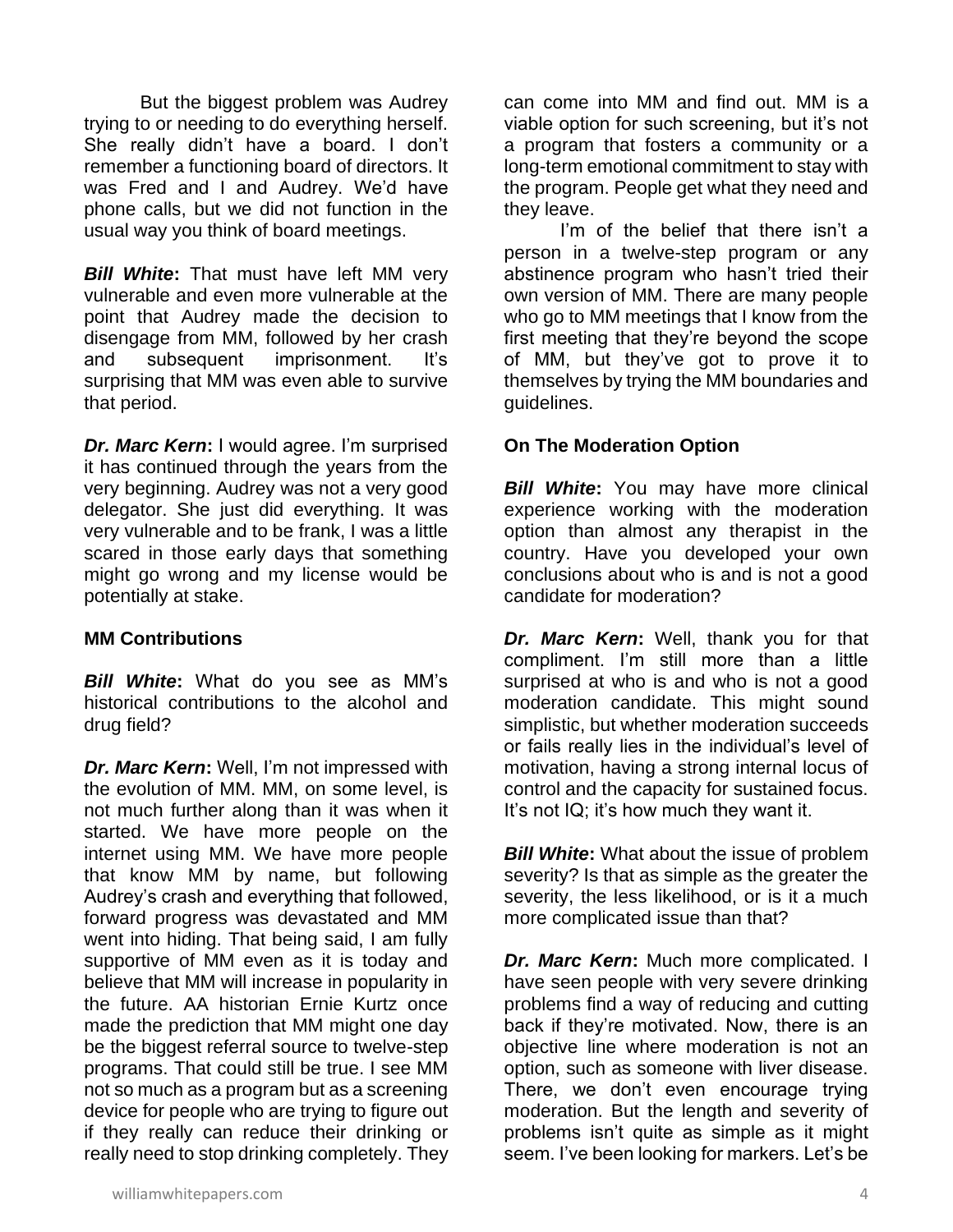But the biggest problem was Audrey trying to or needing to do everything herself. She really didn't have a board. I don't remember a functioning board of directors. It was Fred and I and Audrey. We'd have phone calls, but we did not function in the usual way you think of board meetings.

***Bill White*****:** That must have left MM very vulnerable and even more vulnerable at the point that Audrey made the decision to disengage from MM, followed by her crash and subsequent imprisonment. It's surprising that MM was even able to survive that period.

***Dr. Marc Kern*****:** I would agree. I'm surprised it has continued through the years from the very beginning. Audrey was not a very good delegator. She just did everything. It was very vulnerable and to be frank, I was a little scared in those early days that something might go wrong and my license would be potentially at stake.

**MM Contributions**

***Bill White*****:** What do you see as MM's historical contributions to the alcohol and drug field?

***Dr. Marc Kern*****:** Well, I'm not impressed with the evolution of MM. MM, on some level, is not much further along than it was when it started. We have more people on the internet using MM. We have more people that know MM by name, but following Audrey's crash and everything that followed, forward progress was devastated and MM went into hiding. That being said, I am fully supportive of MM even as it is today and believe that MM will increase in popularity in the future. AA historian Ernie Kurtz once made the prediction that MM might one day be the biggest referral source to twelve-step programs. That could still be true. I see MM not so much as a program but as a screening device for people who are trying to figure out if they really can reduce their drinking or really need to stop drinking completely. They can come into MM and find out. MM is a viable option for such screening, but it's not a program that fosters a community or a long-term emotional commitment to stay with the program. People get what they need and they leave.

I'm of the belief that there isn't a person in a twelve-step program or any abstinence program who hasn't tried their own version of MM. There are many people who go to MM meetings that I know from the first meeting that they're beyond the scope of MM, but they've got to prove it to themselves by trying the MM boundaries and guidelines.

**On The Moderation Option**

***Bill White*****:** You may have more clinical experience working with the moderation option than almost any therapist in the country. Have you developed your own conclusions about who is and is not a good candidate for moderation?

***Dr. Marc Kern*****:** Well, thank you for that compliment. I'm still more than a little surprised at who is and who is not a good moderation candidate. This might sound simplistic, but whether moderation succeeds or fails really lies in the individual's level of motivation, having a strong internal locus of control and the capacity for sustained focus. It's not IQ; it's how much they want it.

***Bill White*****:** What about the issue of problem severity? Is that as simple as the greater the severity, the less likelihood, or is it a much more complicated issue than that?

***Dr. Marc Kern*****:** Much more complicated. I have seen people with very severe drinking problems find a way of reducing and cutting back if they're motivated. Now, there is an objective line where moderation is not an option, such as someone with liver disease. There, we don't even encourage trying moderation. But the length and severity of problems isn't quite as simple as it might seem. I've been looking for markers. Let's be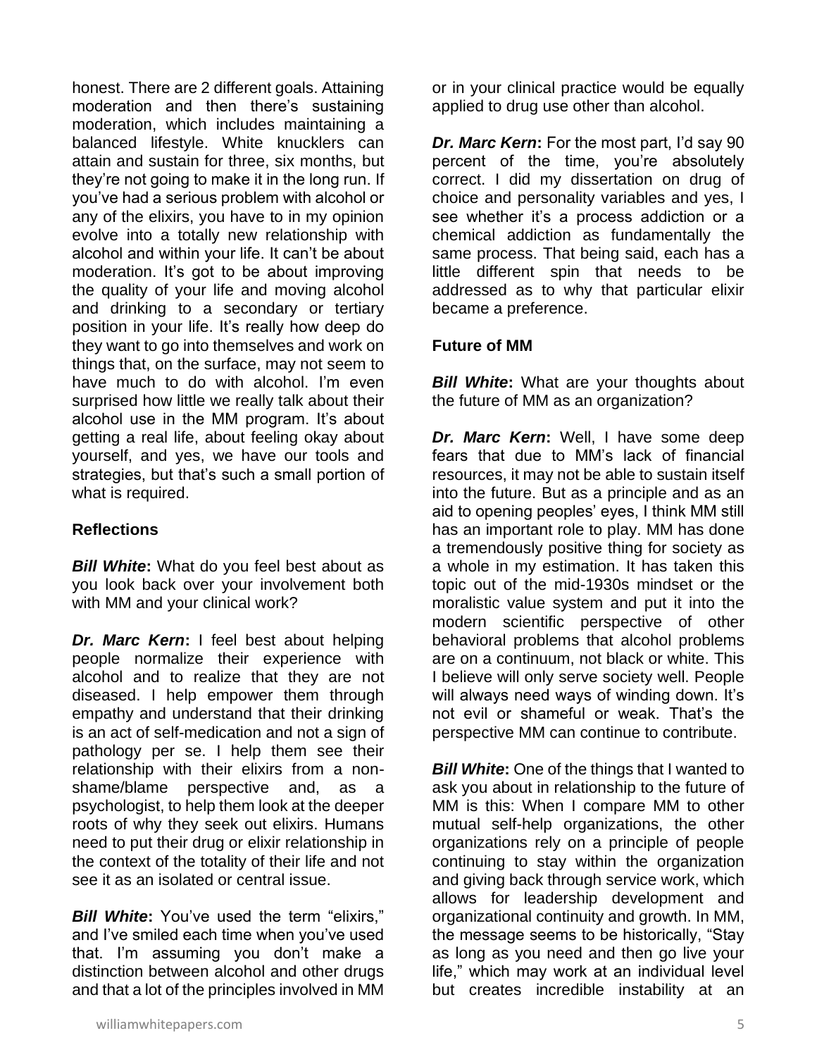honest. There are 2 different goals. Attaining moderation and then there's sustaining moderation, which includes maintaining a balanced lifestyle. White knucklers can attain and sustain for three, six months, but they're not going to make it in the long run. If you've had a serious problem with alcohol or any of the elixirs, you have to in my opinion evolve into a totally new relationship with alcohol and within your life. It can't be about moderation. It's got to be about improving the quality of your life and moving alcohol and drinking to a secondary or tertiary position in your life. It's really how deep do they want to go into themselves and work on things that, on the surface, may not seem to have much to do with alcohol. I'm even surprised how little we really talk about their alcohol use in the MM program. It's about getting a real life, about feeling okay about yourself, and yes, we have our tools and strategies, but that's such a small portion of what is required.

**Reflections**

***Bill White*:** What do you feel best about as you look back over your involvement both with MM and your clinical work?

***Dr. Marc Kern*:** I feel best about helping people normalize their experience with alcohol and to realize that they are not diseased. I help empower them through empathy and understand that their drinking is an act of self-medication and not a sign of pathology per se. I help them see their relationship with their elixirs from a non-shame/blame perspective and, as a psychologist, to help them look at the deeper roots of why they seek out elixirs. Humans need to put their drug or elixir relationship in the context of the totality of their life and not see it as an isolated or central issue.

***Bill White*:** You've used the term "elixirs," and I've smiled each time when you've used that. I'm assuming you don't make a distinction between alcohol and other drugs and that a lot of the principles involved in MM or in your clinical practice would be equally applied to drug use other than alcohol.

***Dr. Marc Kern*:** For the most part, I'd say 90 percent of the time, you're absolutely correct. I did my dissertation on drug of choice and personality variables and yes, I see whether it's a process addiction or a chemical addiction as fundamentally the same process. That being said, each has a little different spin that needs to be addressed as to why that particular elixir became a preference.

**Future of MM**

***Bill White*:** What are your thoughts about the future of MM as an organization?

***Dr. Marc Kern*:** Well, I have some deep fears that due to MM's lack of financial resources, it may not be able to sustain itself into the future. But as a principle and as an aid to opening peoples' eyes, I think MM still has an important role to play. MM has done a tremendously positive thing for society as a whole in my estimation. It has taken this topic out of the mid-1930s mindset or the moralistic value system and put it into the modern scientific perspective of other behavioral problems that alcohol problems are on a continuum, not black or white. This I believe will only serve society well. People will always need ways of winding down. It's not evil or shameful or weak. That's the perspective MM can continue to contribute.

***Bill White*:** One of the things that I wanted to ask you about in relationship to the future of MM is this: When I compare MM to other mutual self-help organizations, the other organizations rely on a principle of people continuing to stay within the organization and giving back through service work, which allows for leadership development and organizational continuity and growth. In MM, the message seems to be historically, "Stay as long as you need and then go live your life," which may work at an individual level but creates incredible instability at an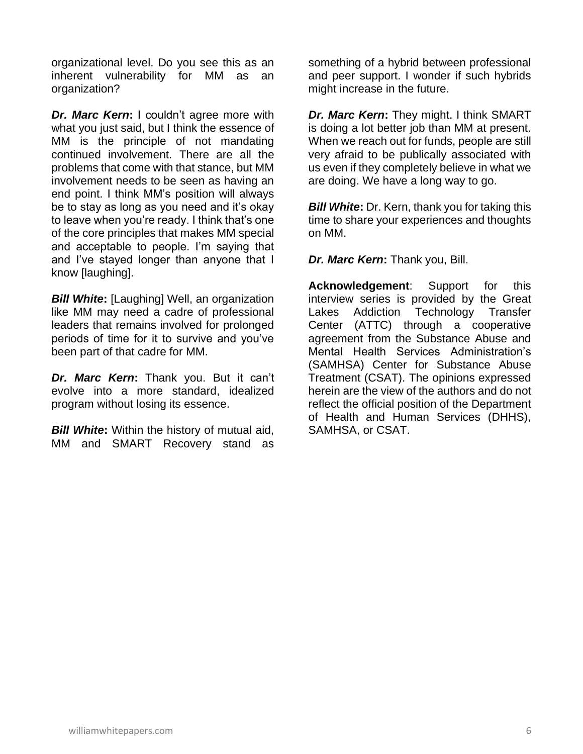organizational level. Do you see this as an inherent vulnerability for MM as an organization?

***Dr. Marc Kern*****:** I couldn't agree more with what you just said, but I think the essence of MM is the principle of not mandating continued involvement. There are all the problems that come with that stance, but MM involvement needs to be seen as having an end point. I think MM's position will always be to stay as long as you need and it's okay to leave when you're ready. I think that's one of the core principles that makes MM special and acceptable to people. I'm saying that and I've stayed longer than anyone that I know [laughing].

***Bill White*****:** [Laughing] Well, an organization like MM may need a cadre of professional leaders that remains involved for prolonged periods of time for it to survive and you've been part of that cadre for MM.

***Dr. Marc Kern*****:** Thank you. But it can't evolve into a more standard, idealized program without losing its essence.

***Bill White*****:** Within the history of mutual aid, MM and SMART Recovery stand as something of a hybrid between professional and peer support. I wonder if such hybrids might increase in the future.

***Dr. Marc Kern*****:** They might. I think SMART is doing a lot better job than MM at present. When we reach out for funds, people are still very afraid to be publically associated with us even if they completely believe in what we are doing. We have a long way to go.

***Bill White*****:** Dr. Kern, thank you for taking this time to share your experiences and thoughts on MM.

***Dr. Marc Kern*****:** Thank you, Bill.

**Acknowledgement**: Support for this interview series is provided by the Great Lakes Addiction Technology Transfer Center (ATTC) through a cooperative agreement from the Substance Abuse and Mental Health Services Administration's (SAMHSA) Center for Substance Abuse Treatment (CSAT). The opinions expressed herein are the view of the authors and do not reflect the official position of the Department of Health and Human Services (DHHS), SAMHSA, or CSAT.